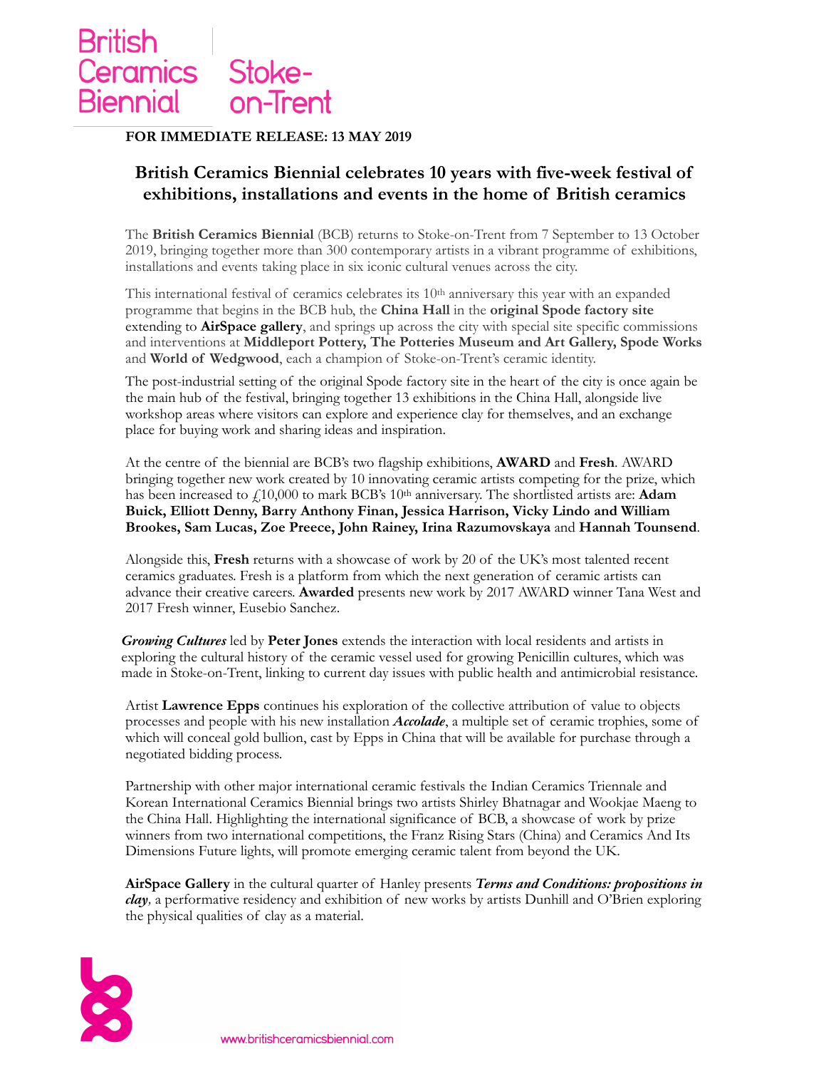British Ceramics Biennial | Stoke-on-Trent

**FOR IMMEDIATE RELEASE: 13 MAY 2019**

## British Ceramics Biennial celebrates 10 years with five-week festival of exhibitions, installations and events in the home of British ceramics

The **British Ceramics Biennial** (BCB) returns to Stoke-on-Trent from 7 September to 13 October 2019, bringing together more than 300 contemporary artists in a vibrant programme of exhibitions, installations and events taking place in six iconic cultural venues across the city.

This international festival of ceramics celebrates its 10th anniversary this year with an expanded programme that begins in the BCB hub, the **China Hall** in the **original Spode factory site** extending to **AirSpace gallery**, and springs up across the city with special site specific commissions and interventions at **Middleport Pottery, The Potteries Museum and Art Gallery, Spode Works** and **World of Wedgwood**, each a champion of Stoke-on-Trent's ceramic identity.

The post-industrial setting of the original Spode factory site in the heart of the city is once again be the main hub of the festival, bringing together 13 exhibitions in the China Hall, alongside live workshop areas where visitors can explore and experience clay for themselves, and an exchange place for buying work and sharing ideas and inspiration.

At the centre of the biennial are BCB's two flagship exhibitions, **AWARD** and **Fresh**. AWARD bringing together new work created by 10 innovating ceramic artists competing for the prize, which has been increased to £10,000 to mark BCB's 10th anniversary. The shortlisted artists are: **Adam Buick, Elliott Denny, Barry Anthony Finan, Jessica Harrison, Vicky Lindo and William Brookes, Sam Lucas, Zoe Preece, John Rainey, Irina Razumovskaya** and **Hannah Tounsend**.

Alongside this, **Fresh** returns with a showcase of work by 20 of the UK's most talented recent ceramics graduates. Fresh is a platform from which the next generation of ceramic artists can advance their creative careers. **Awarded** presents new work by 2017 AWARD winner Tana West and 2017 Fresh winner, Eusebio Sanchez.

***Growing Cultures*** led by **Peter Jones** extends the interaction with local residents and artists in exploring the cultural history of the ceramic vessel used for growing Penicillin cultures, which was made in Stoke-on-Trent, linking to current day issues with public health and antimicrobial resistance.

Artist **Lawrence Epps** continues his exploration of the collective attribution of value to objects processes and people with his new installation ***Accolade***, a multiple set of ceramic trophies, some of which will conceal gold bullion, cast by Epps in China that will be available for purchase through a negotiated bidding process.

Partnership with other major international ceramic festivals the Indian Ceramics Triennale and Korean International Ceramics Biennial brings two artists Shirley Bhatnagar and Wookjae Maeng to the China Hall. Highlighting the international significance of BCB, a showcase of work by prize winners from two international competitions, the Franz Rising Stars (China) and Ceramics And Its Dimensions Future lights, will promote emerging ceramic talent from beyond the UK.

**AirSpace Gallery** in the cultural quarter of Hanley presents ***Terms and Conditions: propositions in clay***, a performative residency and exhibition of new works by artists Dunhill and O'Brien exploring the physical qualities of clay as a material.

www.britishceramicsbiennial.com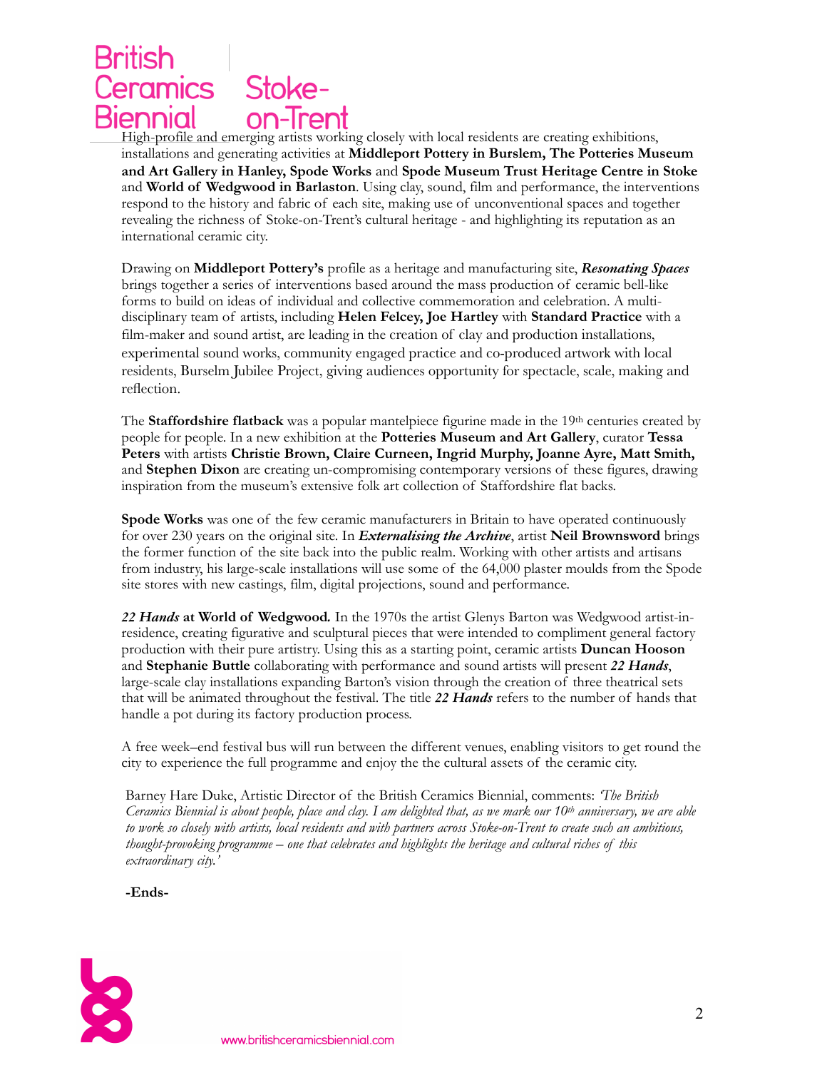High-profile and emerging artists working closely with local residents are creating exhibitions, installations and generating activities at **Middleport Pottery in Burslem, The Potteries Museum and Art Gallery in Hanley, Spode Works** and **Spode Museum Trust Heritage Centre in Stoke** and **World of Wedgwood in Barlaston**. Using clay, sound, film and performance, the interventions respond to the history and fabric of each site, making use of unconventional spaces and together revealing the richness of Stoke-on-Trent's cultural heritage - and highlighting its reputation as an international ceramic city.

Drawing on **Middleport Pottery's** profile as a heritage and manufacturing site, ***Resonating Spaces*** brings together a series of interventions based around the mass production of ceramic bell-like forms to build on ideas of individual and collective commemoration and celebration. A multi-disciplinary team of artists, including **Helen Felcey, Joe Hartley** with **Standard Practice** with a film-maker and sound artist, are leading in the creation of clay and production installations, experimental sound works, community engaged practice and co-produced artwork with local residents, Burselm Jubilee Project, giving audiences opportunity for spectacle, scale, making and reflection.

The **Staffordshire flatback** was a popular mantelpiece figurine made in the 19th centuries created by people for people. In a new exhibition at the **Potteries Museum and Art Gallery**, curator **Tessa Peters** with artists **Christie Brown, Claire Curneen, Ingrid Murphy, Joanne Ayre, Matt Smith,** and **Stephen Dixon** are creating un-compromising contemporary versions of these figures, drawing inspiration from the museum's extensive folk art collection of Staffordshire flat backs.

**Spode Works** was one of the few ceramic manufacturers in Britain to have operated continuously for over 230 years on the original site. In ***Externalising the Archive***, artist **Neil Brownsword** brings the former function of the site back into the public realm. Working with other artists and artisans from industry, his large-scale installations will use some of the 64,000 plaster moulds from the Spode site stores with new castings, film, digital projections, sound and performance.

***22 Hands*** **at World of Wedgwood.** In the 1970s the artist Glenys Barton was Wedgwood artist-in-residence, creating figurative and sculptural pieces that were intended to compliment general factory production with their pure artistry. Using this as a starting point, ceramic artists **Duncan Hooson** and **Stephanie Buttle** collaborating with performance and sound artists will present ***22 Hands***, large-scale clay installations expanding Barton's vision through the creation of three theatrical sets that will be animated throughout the festival. The title ***22 Hands*** refers to the number of hands that handle a pot during its factory production process.

A free week–end festival bus will run between the different venues, enabling visitors to get round the city to experience the full programme and enjoy the the cultural assets of the ceramic city.

Barney Hare Duke, Artistic Director of the British Ceramics Biennial, comments: *'The British Ceramics Biennial is about people, place and clay. I am delighted that, as we mark our 10th anniversary, we are able to work so closely with artists, local residents and with partners across Stoke-on-Trent to create such an ambitious, thought-provoking programme – one that celebrates and highlights the heritage and cultural riches of this extraordinary city.'*

**-Ends-**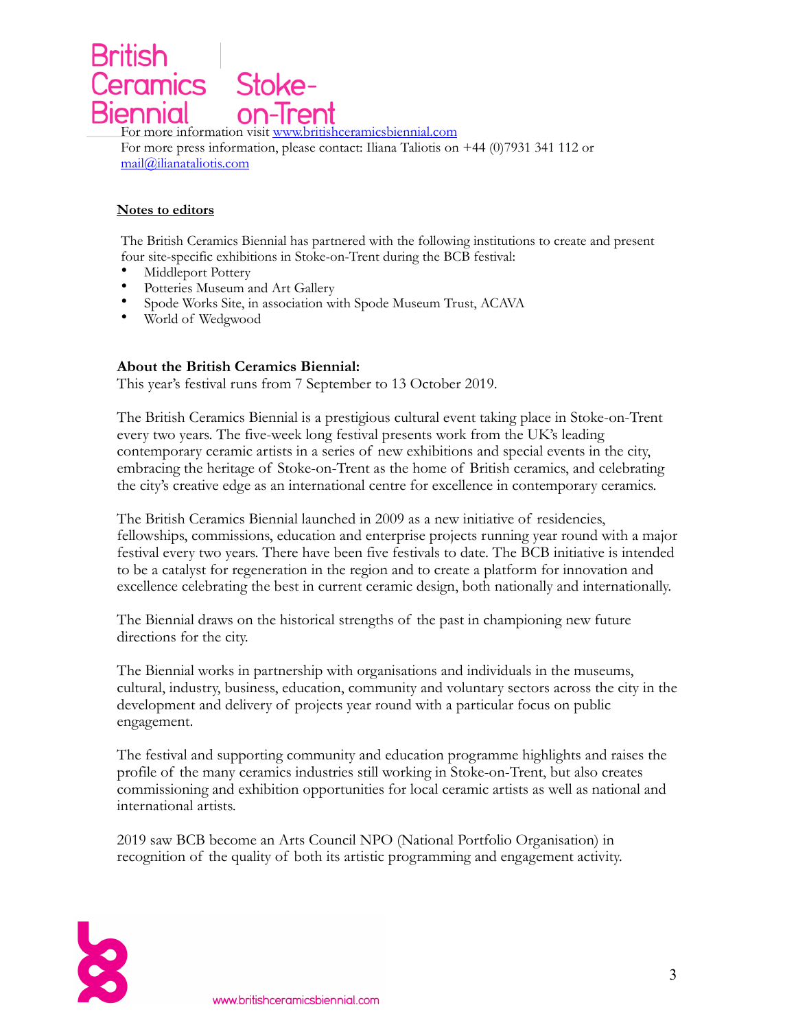For more information visit [www.britishceramicsbiennial.com](http://www.britishceramicsbiennial.com)

For more press information, please contact: Iliana Taliotis on +44 (0)7931 341 112 or [mail@ilianataliotis.com](mailto:mail@ilianataliotis.com)

**Notes to editors**

The British Ceramics Biennial has partnered with the following institutions to create and present four site-specific exhibitions in Stoke-on-Trent during the BCB festival:

- Middleport Pottery
- Potteries Museum and Art Gallery
- Spode Works Site, in association with Spode Museum Trust, ACAVA
- World of Wedgwood

**About the British Ceramics Biennial:**

This year's festival runs from 7 September to 13 October 2019.

The British Ceramics Biennial is a prestigious cultural event taking place in Stoke-on-Trent every two years. The five-week long festival presents work from the UK's leading contemporary ceramic artists in a series of new exhibitions and special events in the city, embracing the heritage of Stoke-on-Trent as the home of British ceramics, and celebrating the city's creative edge as an international centre for excellence in contemporary ceramics.

The British Ceramics Biennial launched in 2009 as a new initiative of residencies, fellowships, commissions, education and enterprise projects running year round with a major festival every two years. There have been five festivals to date. The BCB initiative is intended to be a catalyst for regeneration in the region and to create a platform for innovation and excellence celebrating the best in current ceramic design, both nationally and internationally.

The Biennial draws on the historical strengths of the past in championing new future directions for the city.

The Biennial works in partnership with organisations and individuals in the museums, cultural, industry, business, education, community and voluntary sectors across the city in the development and delivery of projects year round with a particular focus on public engagement.

The festival and supporting community and education programme highlights and raises the profile of the many ceramics industries still working in Stoke-on-Trent, but also creates commissioning and exhibition opportunities for local ceramic artists as well as national and international artists.

2019 saw BCB become an Arts Council NPO (National Portfolio Organisation) in recognition of the quality of both its artistic programming and engagement activity.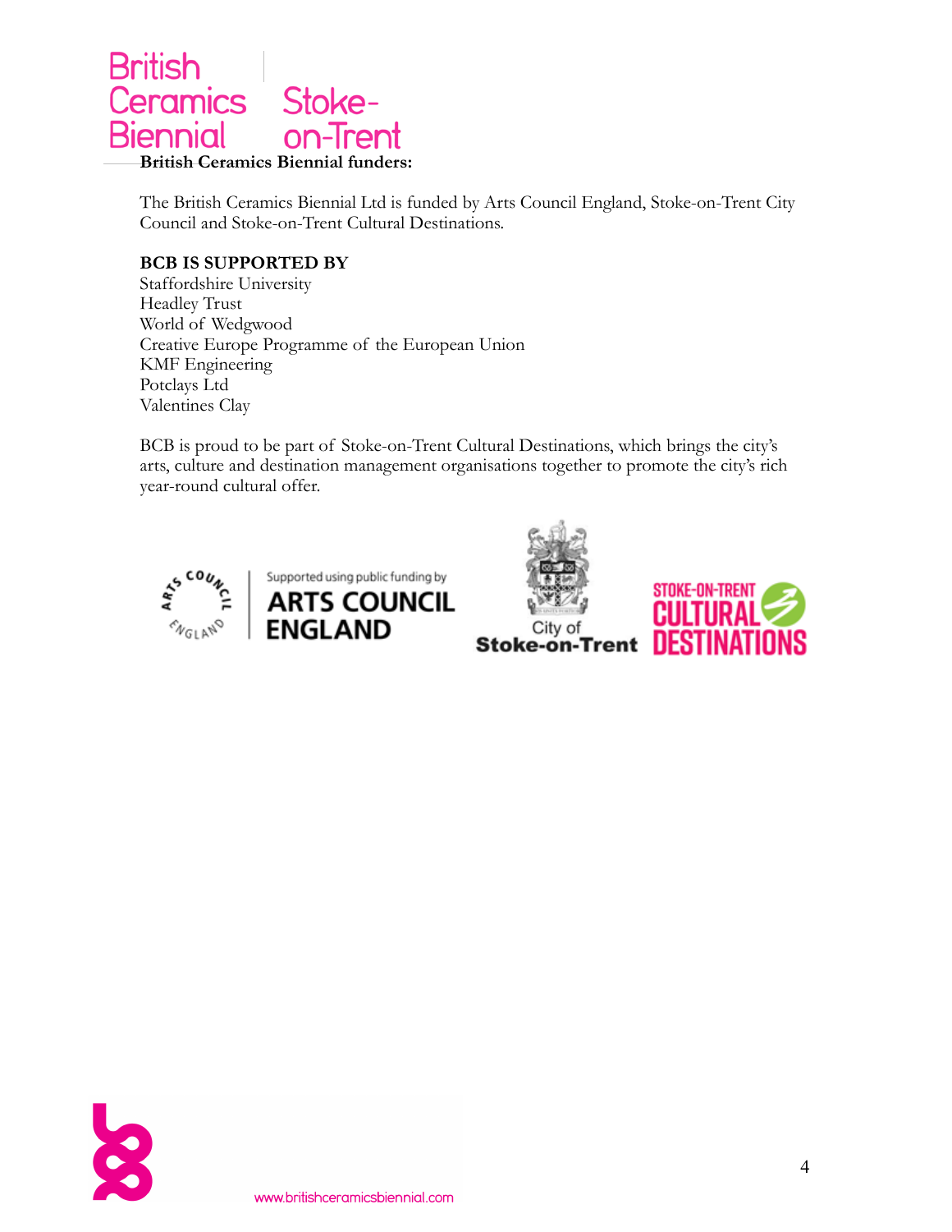**British Ceramics Biennial funders:**

The British Ceramics Biennial Ltd is funded by Arts Council England, Stoke-on-Trent City Council and Stoke-on-Trent Cultural Destinations.

**BCB IS SUPPORTED BY**

Staffordshire University
Headley Trust
World of Wedgwood
Creative Europe Programme of the European Union
KMF Engineering
Potclays Ltd
Valentines Clay

BCB is proud to be part of Stoke-on-Trent Cultural Destinations, which brings the city's arts, culture and destination management organisations together to promote the city's rich year-round cultural offer.